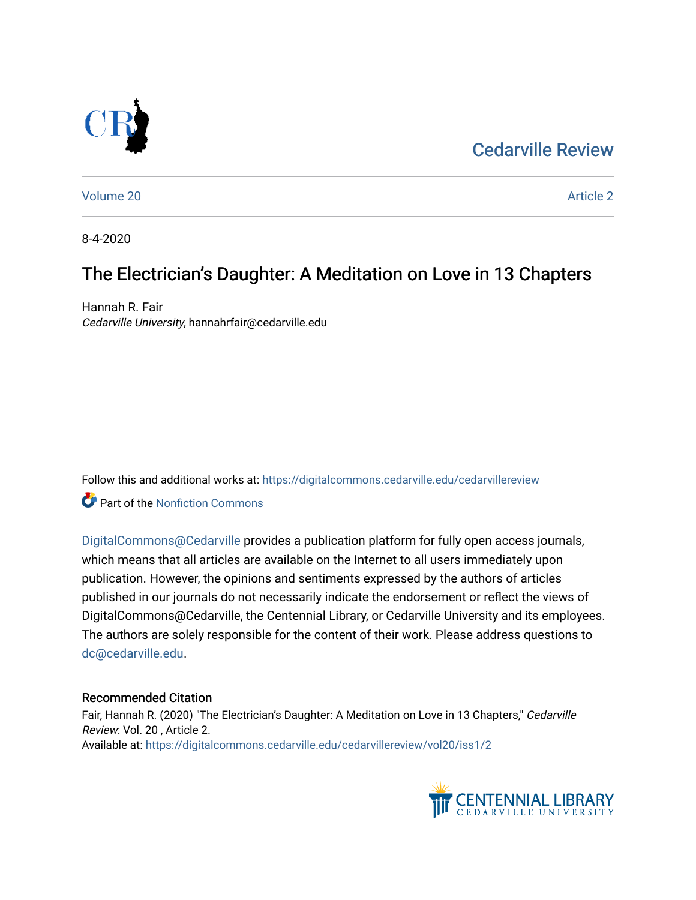Cedarville Review

Volume 20 | Article 2

8-4-2020

# The Electrician's Daughter: A Meditation on Love in 13 Chapters

Hannah R. Fair
*Cedarville University*, hannahrfair@cedarville.edu

Follow this and additional works at: https://digitalcommons.cedarville.edu/cedarvillereview

Part of the Nonfiction Commons

DigitalCommons@Cedarville provides a publication platform for fully open access journals, which means that all articles are available on the Internet to all users immediately upon publication. However, the opinions and sentiments expressed by the authors of articles published in our journals do not necessarily indicate the endorsement or reflect the views of DigitalCommons@Cedarville, the Centennial Library, or Cedarville University and its employees. The authors are solely responsible for the content of their work. Please address questions to dc@cedarville.edu.

## Recommended Citation

Fair, Hannah R. (2020) "The Electrician's Daughter: A Meditation on Love in 13 Chapters," *Cedarville Review*: Vol. 20 , Article 2.
Available at: https://digitalcommons.cedarville.edu/cedarvillereview/vol20/iss1/2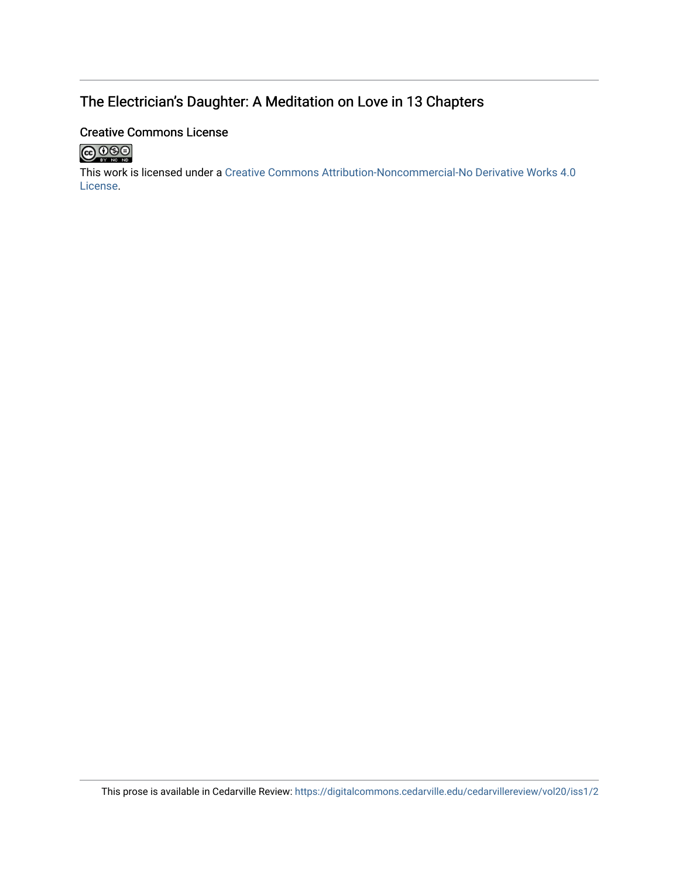# The Electrician's Daughter: A Meditation on Love in 13 Chapters

## Creative Commons License

This work is licensed under a Creative Commons Attribution-Noncommercial-No Derivative Works 4.0 License.

This prose is available in Cedarville Review: https://digitalcommons.cedarville.edu/cedarvillereview/vol20/iss1/2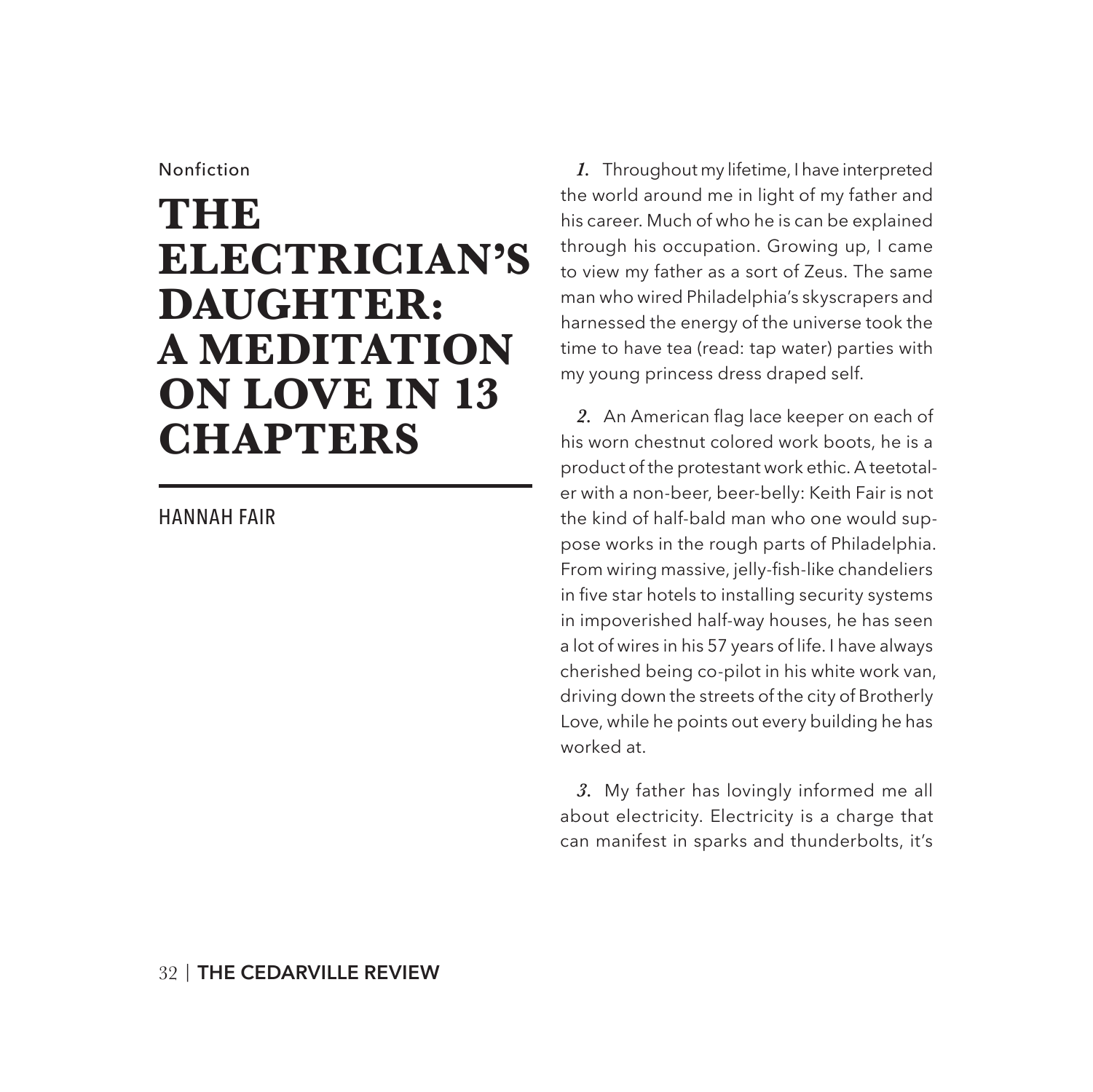Nonfiction

# THE ELECTRICIAN'S DAUGHTER: A MEDITATION ON LOVE IN 13 CHAPTERS

HANNAH FAIR

***1.*** Throughout my lifetime, I have interpreted the world around me in light of my father and his career. Much of who he is can be explained through his occupation. Growing up, I came to view my father as a sort of Zeus. The same man who wired Philadelphia's skyscrapers and harnessed the energy of the universe took the time to have tea (read: tap water) parties with my young princess dress draped self.

***2.*** An American flag lace keeper on each of his worn chestnut colored work boots, he is a product of the protestant work ethic. A teetotaler with a non-beer, beer-belly: Keith Fair is not the kind of half-bald man who one would suppose works in the rough parts of Philadelphia. From wiring massive, jelly-fish-like chandeliers in five star hotels to installing security systems in impoverished half-way houses, he has seen a lot of wires in his 57 years of life. I have always cherished being co-pilot in his white work van, driving down the streets of the city of Brotherly Love, while he points out every building he has worked at.

***3.*** My father has lovingly informed me all about electricity. Electricity is a charge that can manifest in sparks and thunderbolts, it's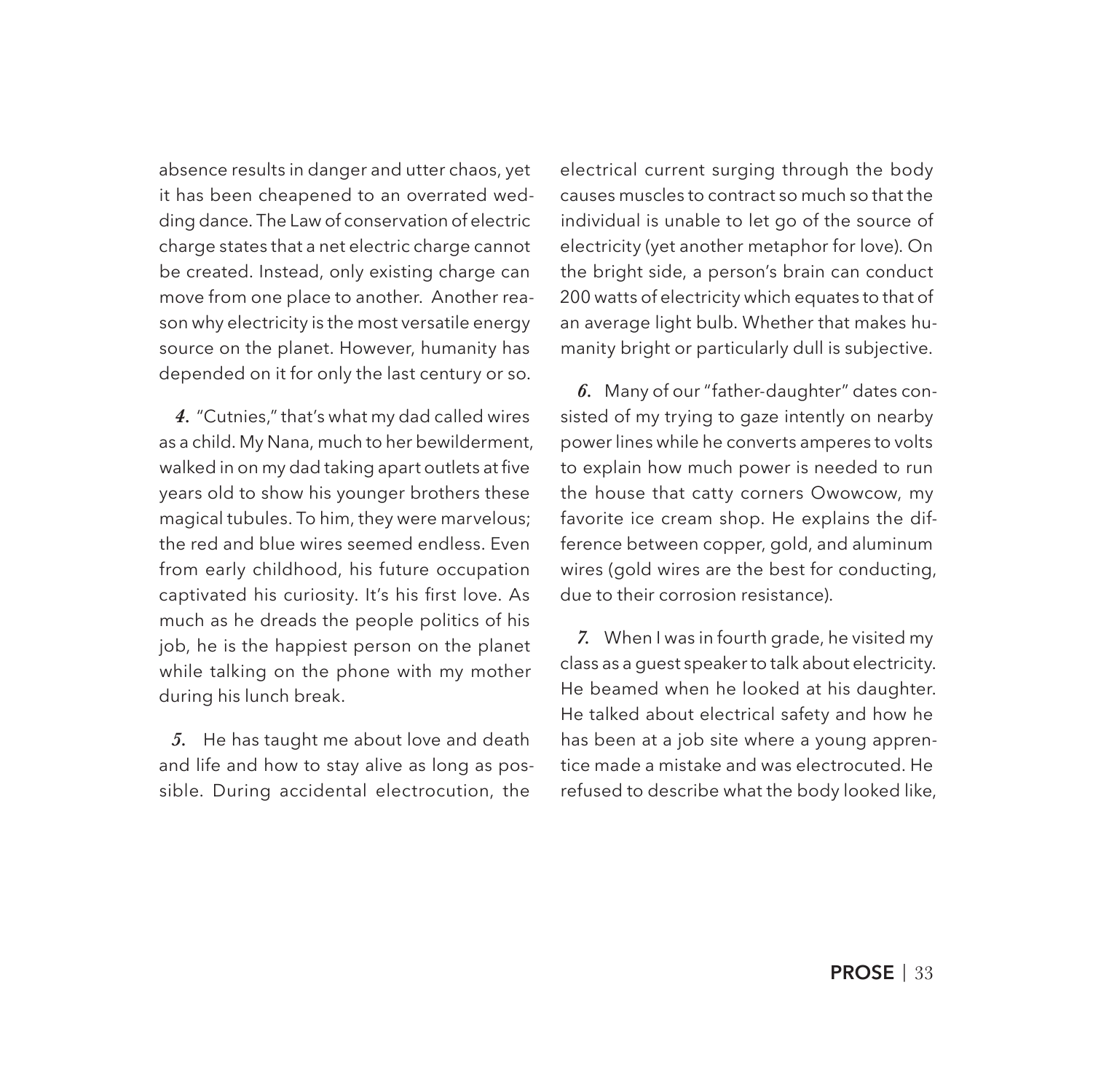absence results in danger and utter chaos, yet it has been cheapened to an overrated wedding dance. The Law of conservation of electric charge states that a net electric charge cannot be created. Instead, only existing charge can move from one place to another. Another reason why electricity is the most versatile energy source on the planet. However, humanity has depended on it for only the last century or so.

***4.*** "Cutnies," that's what my dad called wires as a child. My Nana, much to her bewilderment, walked in on my dad taking apart outlets at five years old to show his younger brothers these magical tubules. To him, they were marvelous; the red and blue wires seemed endless. Even from early childhood, his future occupation captivated his curiosity. It's his first love. As much as he dreads the people politics of his job, he is the happiest person on the planet while talking on the phone with my mother during his lunch break.

***5.*** He has taught me about love and death and life and how to stay alive as long as possible. During accidental electrocution, the electrical current surging through the body causes muscles to contract so much so that the individual is unable to let go of the source of electricity (yet another metaphor for love). On the bright side, a person's brain can conduct 200 watts of electricity which equates to that of an average light bulb. Whether that makes humanity bright or particularly dull is subjective.

***6.*** Many of our "father-daughter" dates consisted of my trying to gaze intently on nearby power lines while he converts amperes to volts to explain how much power is needed to run the house that catty corners Owowcow, my favorite ice cream shop. He explains the difference between copper, gold, and aluminum wires (gold wires are the best for conducting, due to their corrosion resistance).

***7.*** When I was in fourth grade, he visited my class as a guest speaker to talk about electricity. He beamed when he looked at his daughter. He talked about electrical safety and how he has been at a job site where a young apprentice made a mistake and was electrocuted. He refused to describe what the body looked like,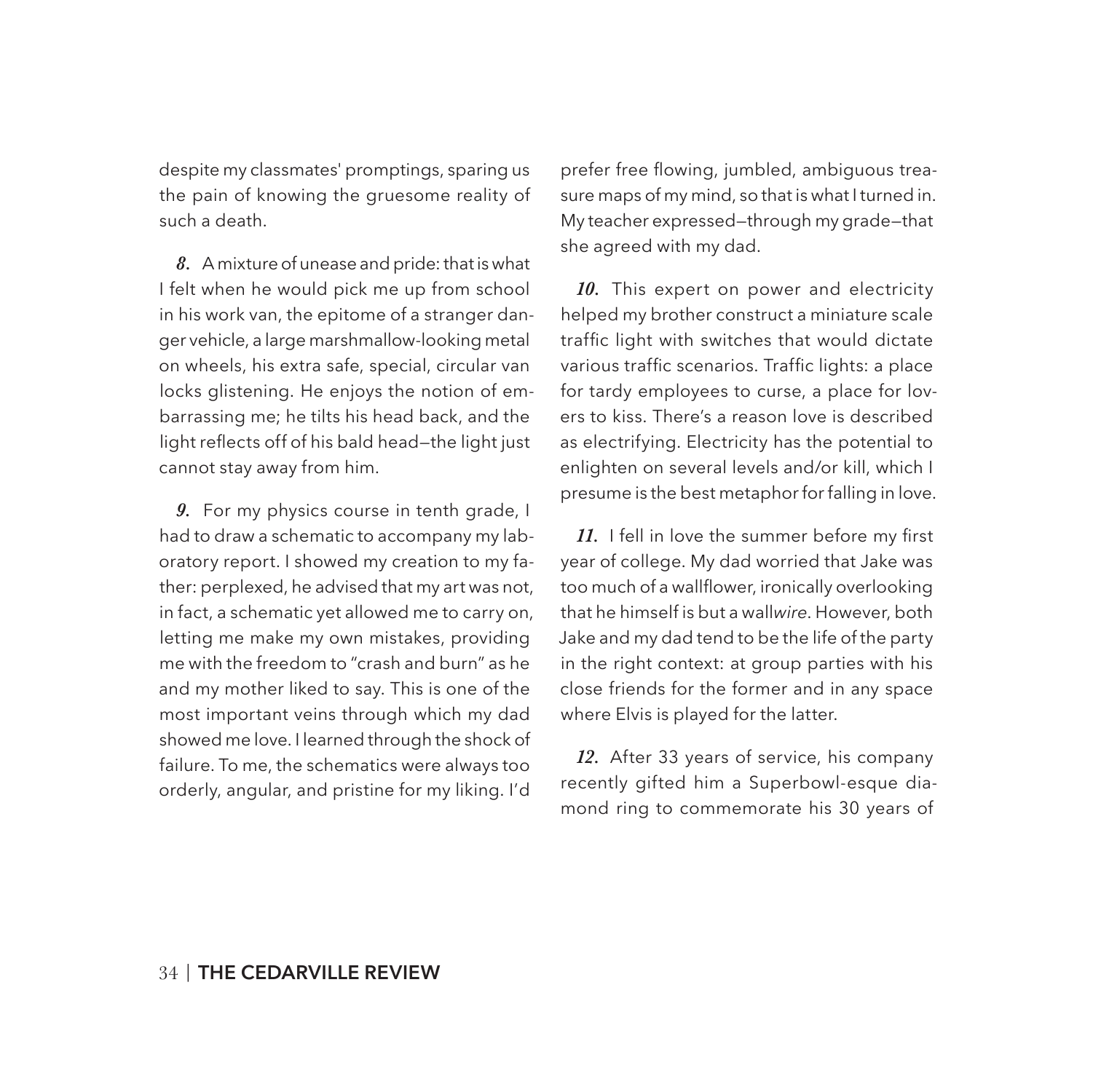despite my classmates' promptings, sparing us the pain of knowing the gruesome reality of such a death.

***8.*** A mixture of unease and pride: that is what I felt when he would pick me up from school in his work van, the epitome of a stranger danger vehicle, a large marshmallow-looking metal on wheels, his extra safe, special, circular van locks glistening. He enjoys the notion of embarrassing me; he tilts his head back, and the light reflects off of his bald head—the light just cannot stay away from him.

***9.*** For my physics course in tenth grade, I had to draw a schematic to accompany my laboratory report. I showed my creation to my father: perplexed, he advised that my art was not, in fact, a schematic yet allowed me to carry on, letting me make my own mistakes, providing me with the freedom to "crash and burn" as he and my mother liked to say. This is one of the most important veins through which my dad showed me love. I learned through the shock of failure. To me, the schematics were always too orderly, angular, and pristine for my liking. I'd prefer free flowing, jumbled, ambiguous treasure maps of my mind, so that is what I turned in. My teacher expressed—through my grade—that she agreed with my dad.

***10.*** This expert on power and electricity helped my brother construct a miniature scale traffic light with switches that would dictate various traffic scenarios. Traffic lights: a place for tardy employees to curse, a place for lovers to kiss. There's a reason love is described as electrifying. Electricity has the potential to enlighten on several levels and/or kill, which I presume is the best metaphor for falling in love.

***11.*** I fell in love the summer before my first year of college. My dad worried that Jake was too much of a wallflower, ironically overlooking that he himself is but a wall*wire*. However, both Jake and my dad tend to be the life of the party in the right context: at group parties with his close friends for the former and in any space where Elvis is played for the latter.

***12.*** After 33 years of service, his company recently gifted him a Superbowl-esque diamond ring to commemorate his 30 years of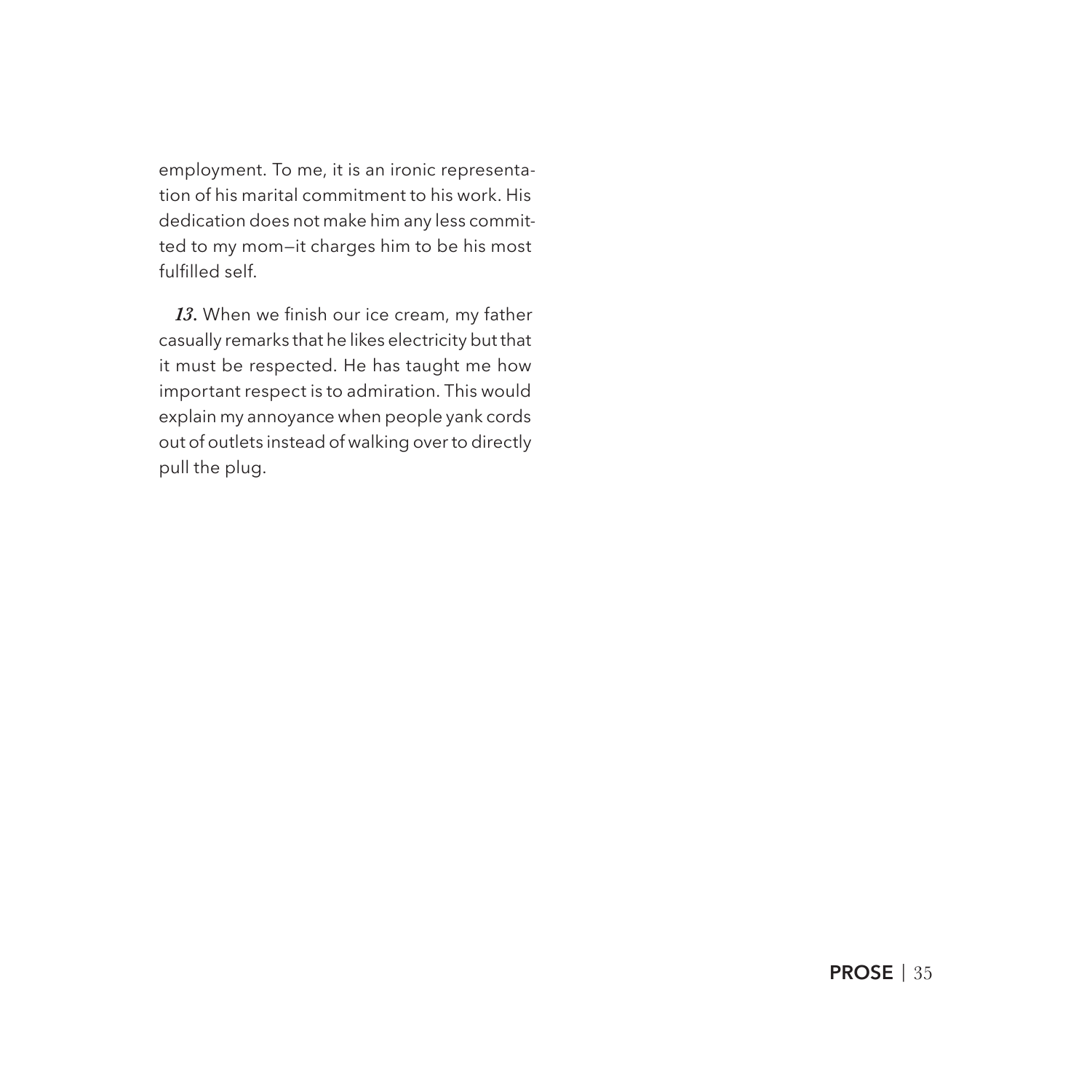employment. To me, it is an ironic representation of his marital commitment to his work. His dedication does not make him any less committed to my mom—it charges him to be his most fulfilled self.

***13.*** When we finish our ice cream, my father casually remarks that he likes electricity but that it must be respected. He has taught me how important respect is to admiration. This would explain my annoyance when people yank cords out of outlets instead of walking over to directly pull the plug.